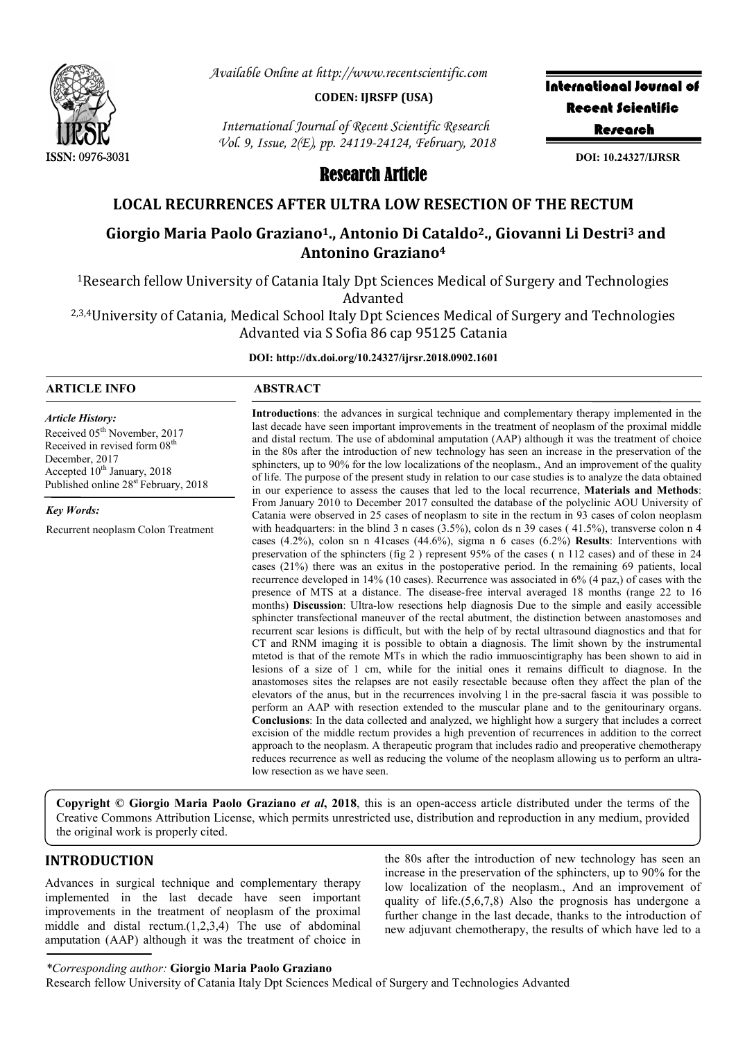*Available Online at http://www.recentscientific.com*

**CODEN: IJRSFP (USA)**

*International Journal of Recent Scientific Research Vol. 9, Issue, 2(E), pp. 24119-24124, February, 2018*

ISSN: 0976-3031

**International Journal of Recent Scientific Research**

**DOI: 10.24327/IJRSR**

## Research Article

# LOCAL RECURRENCES AFTER ULTRA LOW RESECTION OF THE RECTUM

## Giorgio Maria Paolo Graziano[1]., Antonio Di Cataldo[2]., Giovanni Li Destri[3] and Antonino Graziano[4]

[1]Research fellow University of Catania Italy Dpt Sciences Medical of Surgery and Technologies Advanted

[2,3,4]University of Catania, Medical School Italy Dpt Sciences Medical of Surgery and Technologies Advanted via S Sofia 86 cap 95125 Catania

**DOI: http://dx.doi.org/10.24327/ijrsr.2018.0902.1601**

### ARTICLE INFO

*Article History:*

Received 05[th] November, 2017
Received in revised form 08[th] December, 2017
Accepted 10[th] January, 2018
Published online 28[st] February, 2018

*Key Words:*

Recurrent neoplasm Colon Treatment

### ABSTRACT

**Introductions**: the advances in surgical technique and complementary therapy implemented in the last decade have seen important improvements in the treatment of neoplasm of the proximal middle and distal rectum. The use of abdominal amputation (AAP) although it was the treatment of choice in the 80s after the introduction of new technology has seen an increase in the preservation of the sphincters, up to 90% for the low localizations of the neoplasm., And an improvement of the quality of life. The purpose of the present study in relation to our case studies is to analyze the data obtained in our experience to assess the causes that led to the local recurrence, **Materials and Methods**: From January 2010 to December 2017 consulted the database of the polyclinic AOU University of Catania were observed in 25 cases of neoplasm to site in the rectum in 93 cases of colon neoplasm with headquarters: in the blind 3 n cases (3.5%), colon ds n 39 cases ( 41.5%), transverse colon n 4 cases (4.2%), colon sn n 41cases (44.6%), sigma n 6 cases (6.2%) **Results**: Interventions with preservation of the sphincters (fig 2 ) represent 95% of the cases ( n 112 cases) and of these in 24 cases (21%) there was an exitus in the postoperative period. In the remaining 69 patients, local recurrence developed in 14% (10 cases). Recurrence was associated in 6% (4 paz,) of cases with the presence of MTS at a distance. The disease-free interval averaged 18 months (range 22 to 16 months) **Discussion**: Ultra-low resections help diagnosis Due to the simple and easily accessible sphincter transfectional maneuver of the rectal abutment, the distinction between anastomoses and recurrent scar lesions is difficult, but with the help of by rectal ultrasound diagnostics and that for CT and RNM imaging it is possible to obtain a diagnosis. The limit shown by the instrumental mtetod is that of the remote MTs in which the radio immuoscintigraphy has been shown to aid in lesions of a size of 1 cm, while for the initial ones it remains difficult to diagnose. In the anastomoses sites the relapses are not easily resectable because often they affect the plan of the elevators of the anus, but in the recurrences involving l in the pre-sacral fascia it was possible to perform an AAP with resection extended to the muscular plane and to the genitourinary organs. **Conclusions**: In the data collected and analyzed, we highlight how a surgery that includes a correct excision of the middle rectum provides a high prevention of recurrences in addition to the correct approach to the neoplasm. A therapeutic program that includes radio and preoperative chemotherapy reduces recurrence as well as reducing the volume of the neoplasm allowing us to perform an ultra-low resection as we have seen.

**Copyright © Giorgio Maria Paolo Graziano *et al*, 2018**, this is an open-access article distributed under the terms of the Creative Commons Attribution License, which permits unrestricted use, distribution and reproduction in any medium, provided the original work is properly cited.

## INTRODUCTION

Advances in surgical technique and complementary therapy implemented in the last decade have seen important improvements in the treatment of neoplasm of the proximal middle and distal rectum.(1,2,3,4) The use of abdominal amputation (AAP) although it was the treatment of choice in the 80s after the introduction of new technology has seen an increase in the preservation of the sphincters, up to 90% for the low localization of the neoplasm., And an improvement of quality of life.(5,6,7,8) Also the prognosis has undergone a further change in the last decade, thanks to the introduction of new adjuvant chemotherapy, the results of which have led to a

*\*Corresponding author:* **Giorgio Maria Paolo Graziano**
Research fellow University of Catania Italy Dpt Sciences Medical of Surgery and Technologies Advanted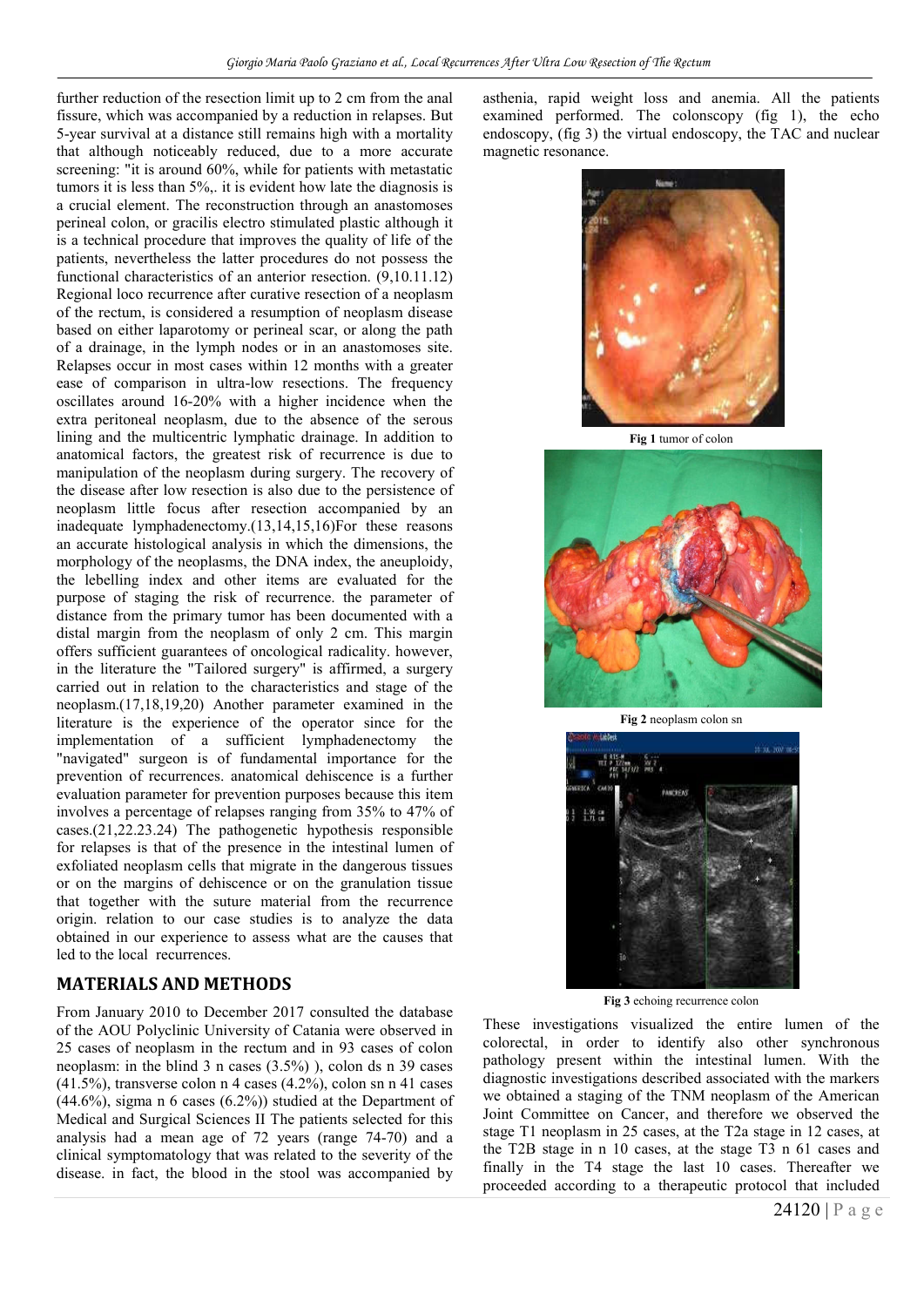further reduction of the resection limit up to 2 cm from the anal fissure, which was accompanied by a reduction in relapses. But 5-year survival at a distance still remains high with a mortality that although noticeably reduced, due to a more accurate screening: "it is around 60%, while for patients with metastatic tumors it is less than 5%,. it is evident how late the diagnosis is a crucial element. The reconstruction through an anastomoses perineal colon, or gracilis electro stimulated plastic although it is a technical procedure that improves the quality of life of the patients, nevertheless the latter procedures do not possess the functional characteristics of an anterior resection. (9,10.11.12) Regional loco recurrence after curative resection of a neoplasm of the rectum, is considered a resumption of neoplasm disease based on either laparotomy or perineal scar, or along the path of a drainage, in the lymph nodes or in an anastomoses site. Relapses occur in most cases within 12 months with a greater ease of comparison in ultra-low resections. The frequency oscillates around 16-20% with a higher incidence when the extra peritoneal neoplasm, due to the absence of the serous lining and the multicentric lymphatic drainage. In addition to anatomical factors, the greatest risk of recurrence is due to manipulation of the neoplasm during surgery. The recovery of the disease after low resection is also due to the persistence of neoplasm little focus after resection accompanied by an inadequate lymphadenectomy.(13,14,15,16)For these reasons an accurate histological analysis in which the dimensions, the morphology of the neoplasms, the DNA index, the aneuploidy, the lebelling index and other items are evaluated for the purpose of staging the risk of recurrence. the parameter of distance from the primary tumor has been documented with a distal margin from the neoplasm of only 2 cm. This margin offers sufficient guarantees of oncological radicality. however, in the literature the "Tailored surgery" is affirmed, a surgery carried out in relation to the characteristics and stage of the neoplasm.(17,18,19,20) Another parameter examined in the literature is the experience of the operator since for the implementation of a sufficient lymphadenectomy the "navigated" surgeon is of fundamental importance for the prevention of recurrences. anatomical dehiscence is a further evaluation parameter for prevention purposes because this item involves a percentage of relapses ranging from 35% to 47% of cases.(21,22.23.24) The pathogenetic hypothesis responsible for relapses is that of the presence in the intestinal lumen of exfoliated neoplasm cells that migrate in the dangerous tissues or on the margins of dehiscence or on the granulation tissue that together with the suture material from the recurrence origin. relation to our case studies is to analyze the data obtained in our experience to assess what are the causes that led to the local recurrences.

## MATERIALS AND METHODS

From January 2010 to December 2017 consulted the database of the AOU Polyclinic University of Catania were observed in 25 cases of neoplasm in the rectum and in 93 cases of colon neoplasm: in the blind 3 n cases (3.5%) ), colon ds n 39 cases (41.5%), transverse colon n 4 cases (4.2%), colon sn n 41 cases (44.6%), sigma n 6 cases (6.2%)) studied at the Department of Medical and Surgical Sciences II The patients selected for this analysis had a mean age of 72 years (range 74-70) and a clinical symptomatology that was related to the severity of the disease. in fact, the blood in the stool was accompanied by asthenia, rapid weight loss and anemia. All the patients examined performed. The colonscopy (fig 1), the echo endoscopy, (fig 3) the virtual endoscopy, the TAC and nuclear magnetic resonance.

**Fig 1** tumor of colon

**Fig 2** neoplasm colon sn

**Fig 3** echoing recurrence colon

These investigations visualized the entire lumen of the colorectal, in order to identify also other synchronous pathology present within the intestinal lumen. With the diagnostic investigations described associated with the markers we obtained a staging of the TNM neoplasm of the American Joint Committee on Cancer, and therefore we observed the stage T1 neoplasm in 25 cases, at the T2a stage in 12 cases, at the T2B stage in n 10 cases, at the stage T3 n 61 cases and finally in the T4 stage the last 10 cases. Thereafter we proceeded according to a therapeutic protocol that included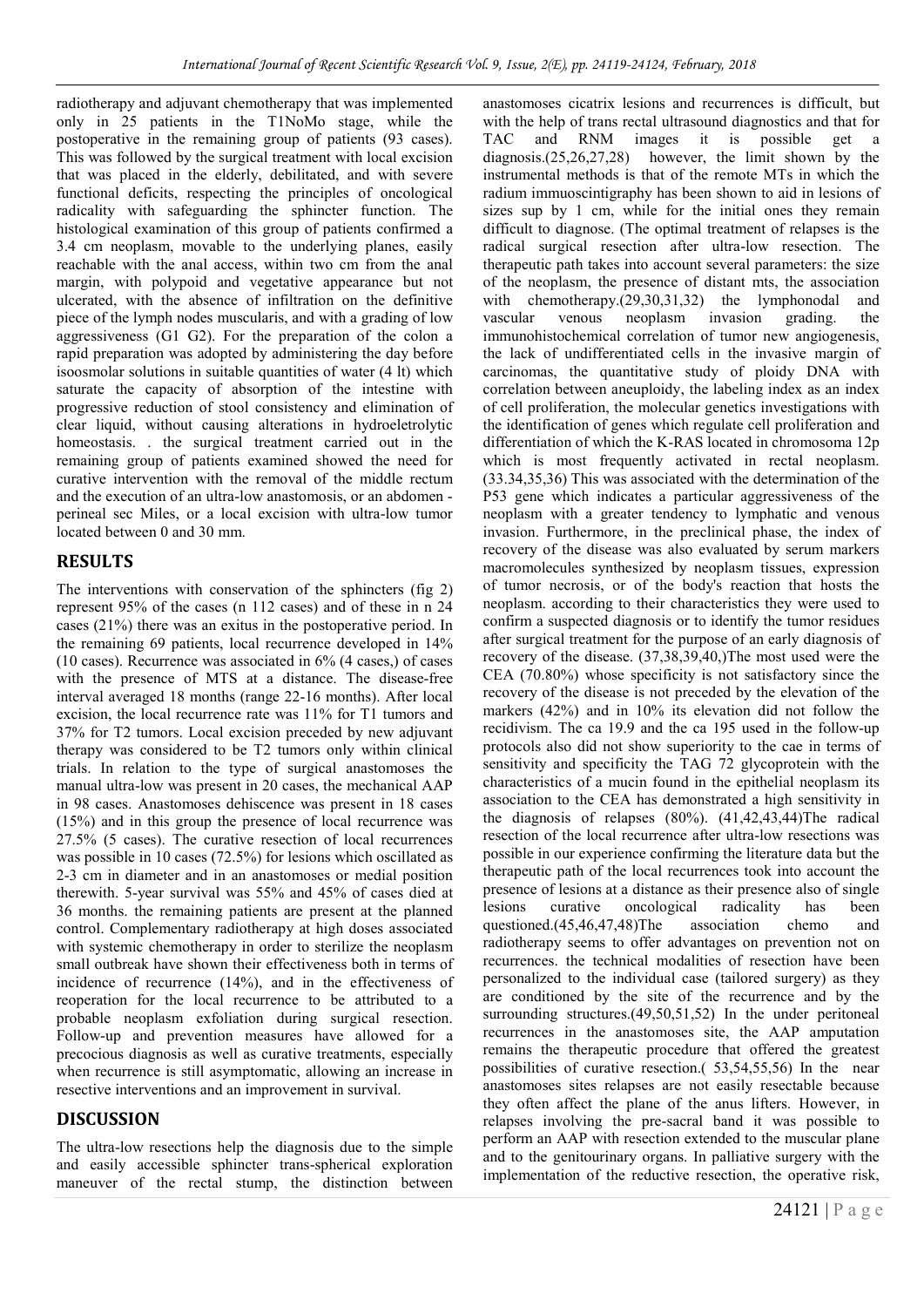radiotherapy and adjuvant chemotherapy that was implemented only in 25 patients in the T1NoMo stage, while the postoperative in the remaining group of patients (93 cases). This was followed by the surgical treatment with local excision that was placed in the elderly, debilitated, and with severe functional deficits, respecting the principles of oncological radicality with safeguarding the sphincter function. The histological examination of this group of patients confirmed a 3.4 cm neoplasm, movable to the underlying planes, easily reachable with the anal access, within two cm from the anal margin, with polypoid and vegetative appearance but not ulcerated, with the absence of infiltration on the definitive piece of the lymph nodes muscularis, and with a grading of low aggressiveness (G1 G2). For the preparation of the colon a rapid preparation was adopted by administering the day before isoosmolar solutions in suitable quantities of water (4 lt) which saturate the capacity of absorption of the intestine with progressive reduction of stool consistency and elimination of clear liquid, without causing alterations in hydroeletrolytic homeostasis. . the surgical treatment carried out in the remaining group of patients examined showed the need for curative intervention with the removal of the middle rectum and the execution of an ultra-low anastomosis, or an abdomen - perineal sec Miles, or a local excision with ultra-low tumor located between 0 and 30 mm.

## RESULTS

The interventions with conservation of the sphincters (fig 2) represent 95% of the cases (n 112 cases) and of these in n 24 cases (21%) there was an exitus in the postoperative period. In the remaining 69 patients, local recurrence developed in 14% (10 cases). Recurrence was associated in 6% (4 cases,) of cases with the presence of MTS at a distance. The disease-free interval averaged 18 months (range 22-16 months). After local excision, the local recurrence rate was 11% for T1 tumors and 37% for T2 tumors. Local excision preceded by new adjuvant therapy was considered to be T2 tumors only within clinical trials. In relation to the type of surgical anastomoses the manual ultra-low was present in 20 cases, the mechanical AAP in 98 cases. Anastomoses dehiscence was present in 18 cases (15%) and in this group the presence of local recurrence was 27.5% (5 cases). The curative resection of local recurrences was possible in 10 cases (72.5%) for lesions which oscillated as 2-3 cm in diameter and in an anastomoses or medial position therewith. 5-year survival was 55% and 45% of cases died at 36 months. the remaining patients are present at the planned control. Complementary radiotherapy at high doses associated with systemic chemotherapy in order to sterilize the neoplasm small outbreak have shown their effectiveness both in terms of incidence of recurrence (14%), and in the effectiveness of reoperation for the local recurrence to be attributed to a probable neoplasm exfoliation during surgical resection. Follow-up and prevention measures have allowed for a precocious diagnosis as well as curative treatments, especially when recurrence is still asymptomatic, allowing an increase in resective interventions and an improvement in survival.

## DISCUSSION

The ultra-low resections help the diagnosis due to the simple and easily accessible sphincter trans-spherical exploration maneuver of the rectal stump, the distinction between anastomoses cicatrix lesions and recurrences is difficult, but with the help of trans rectal ultrasound diagnostics and that for TAC and RNM images it is possible get a diagnosis.(25,26,27,28) however, the limit shown by the instrumental methods is that of the remote MTs in which the radium immuoscintigraphy has been shown to aid in lesions of sizes sup by 1 cm, while for the initial ones they remain difficult to diagnose. (The optimal treatment of relapses is the radical surgical resection after ultra-low resection. The therapeutic path takes into account several parameters: the size of the neoplasm, the presence of distant mts, the association with chemotherapy.(29,30,31,32) the lymphonodal and vascular venous neoplasm invasion grading. the immunohistochemical correlation of tumor new angiogenesis, the lack of undifferentiated cells in the invasive margin of carcinomas, the quantitative study of ploidy DNA with correlation between aneuploidy, the labeling index as an index of cell proliferation, the molecular genetics investigations with the identification of genes which regulate cell proliferation and differentiation of which the K-RAS located in chromosoma 12p which is most frequently activated in rectal neoplasm. (33.34,35,36) This was associated with the determination of the P53 gene which indicates a particular aggressiveness of the neoplasm with a greater tendency to lymphatic and venous invasion. Furthermore, in the preclinical phase, the index of recovery of the disease was also evaluated by serum markers macromolecules synthesized by neoplasm tissues, expression of tumor necrosis, or of the body's reaction that hosts the neoplasm. according to their characteristics they were used to confirm a suspected diagnosis or to identify the tumor residues after surgical treatment for the purpose of an early diagnosis of recovery of the disease. (37,38,39,40,)The most used were the CEA (70.80%) whose specificity is not satisfactory since the recovery of the disease is not preceded by the elevation of the markers (42%) and in 10% its elevation did not follow the recidivism. The ca 19.9 and the ca 195 used in the follow-up protocols also did not show superiority to the cae in terms of sensitivity and specificity the TAG 72 glycoprotein with the characteristics of a mucin found in the epithelial neoplasm its association to the CEA has demonstrated a high sensitivity in the diagnosis of relapses (80%). (41,42,43,44)The radical resection of the local recurrence after ultra-low resections was possible in our experience confirming the literature data but the therapeutic path of the local recurrences took into account the presence of lesions at a distance as their presence also of single lesions curative oncological radicality has been questioned.(45,46,47,48)The association chemo and radiotherapy seems to offer advantages on prevention not on recurrences. the technical modalities of resection have been personalized to the individual case (tailored surgery) as they are conditioned by the site of the recurrence and by the surrounding structures.(49,50,51,52) In the under peritoneal recurrences in the anastomoses site, the AAP amputation remains the therapeutic procedure that offered the greatest possibilities of curative resection.( 53,54,55,56) In the near anastomoses sites relapses are not easily resectable because they often affect the plane of the anus lifters. However, in relapses involving the pre-sacral band it was possible to perform an AAP with resection extended to the muscular plane and to the genitourinary organs. In palliative surgery with the implementation of the reductive resection, the operative risk,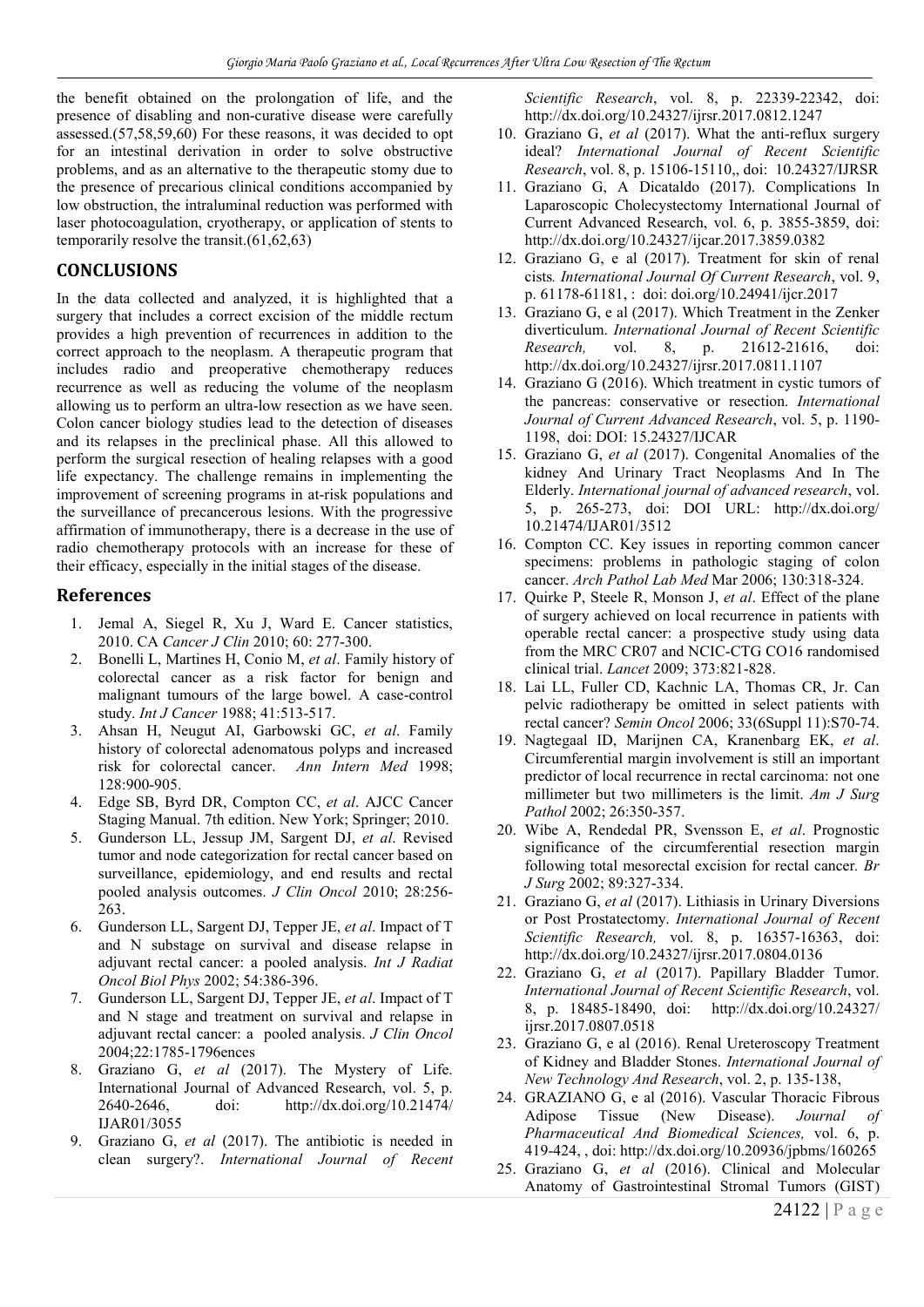the benefit obtained on the prolongation of life, and the presence of disabling and non-curative disease were carefully assessed.(57,58,59,60) For these reasons, it was decided to opt for an intestinal derivation in order to solve obstructive problems, and as an alternative to the therapeutic stomy due to the presence of precarious clinical conditions accompanied by low obstruction, the intraluminal reduction was performed with laser photocoagulation, cryotherapy, or application of stents to temporarily resolve the transit.(61,62,63)

## CONCLUSIONS

In the data collected and analyzed, it is highlighted that a surgery that includes a correct excision of the middle rectum provides a high prevention of recurrences in addition to the correct approach to the neoplasm. A therapeutic program that includes radio and preoperative chemotherapy reduces recurrence as well as reducing the volume of the neoplasm allowing us to perform an ultra-low resection as we have seen. Colon cancer biology studies lead to the detection of diseases and its relapses in the preclinical phase. All this allowed to perform the surgical resection of healing relapses with a good life expectancy. The challenge remains in implementing the improvement of screening programs in at-risk populations and the surveillance of precancerous lesions. With the progressive affirmation of immunotherapy, there is a decrease in the use of radio chemotherapy protocols with an increase for these of their efficacy, especially in the initial stages of the disease.

## References

1. Jemal A, Siegel R, Xu J, Ward E. Cancer statistics, 2010. CA *Cancer J Clin* 2010; 60: 277-300.
2. Bonelli L, Martines H, Conio M, *et al*. Family history of colorectal cancer as a risk factor for benign and malignant tumours of the large bowel. A case-control study. *Int J Cancer* 1988; 41:513-517.
3. Ahsan H, Neugut AI, Garbowski GC, *et al*. Family history of colorectal adenomatous polyps and increased risk for colorectal cancer. *Ann Intern Med* 1998; 128:900-905.
4. Edge SB, Byrd DR, Compton CC, *et al*. AJCC Cancer Staging Manual. 7th edition. New York; Springer; 2010.
5. Gunderson LL, Jessup JM, Sargent DJ, *et al*. Revised tumor and node categorization for rectal cancer based on surveillance, epidemiology, and end results and rectal pooled analysis outcomes. *J Clin Oncol* 2010; 28:256-263.
6. Gunderson LL, Sargent DJ, Tepper JE, *et al*. Impact of T and N substage on survival and disease relapse in adjuvant rectal cancer: a pooled analysis. *Int J Radiat Oncol Biol Phys* 2002; 54:386-396.
7. Gunderson LL, Sargent DJ, Tepper JE, *et al*. Impact of T and N stage and treatment on survival and relapse in adjuvant rectal cancer: a pooled analysis. *J Clin Oncol* 2004;22:1785-1796ences
8. Graziano G, *et al* (2017). The Mystery of Life. International Journal of Advanced Research, vol. 5, p. 2640-2646, doi: http://dx.doi.org/10.21474/IJAR01/3055
9. Graziano G, *et al* (2017). The antibiotic is needed in clean surgery?. *International Journal of Recent Scientific Research*, vol. 8, p. 22339-22342, doi: http://dx.doi.org/10.24327/ijrsr.2017.0812.1247
10. Graziano G, *et al* (2017). What the anti-reflux surgery ideal? *International Journal of Recent Scientific Research*, vol. 8, p. 15106-15110,, doi: 10.24327/IJRSR
11. Graziano G, A Dicataldo (2017). Complications In Laparoscopic Cholecystectomy International Journal of Current Advanced Research, vol. 6, p. 3855-3859, doi: http://dx.doi.org/10.24327/ijcar.2017.3859.0382
12. Graziano G, e al (2017). Treatment for skin of renal cists*. International Journal Of Current Research*, vol. 9, p. 61178-61181, : doi: doi.org/10.24941/ijcr.2017
13. Graziano G, e al (2017). Which Treatment in the Zenker diverticulum. *International Journal of Recent Scientific Research,* vol. 8, p. 21612-21616, doi: http://dx.doi.org/10.24327/ijrsr.2017.0811.1107
14. Graziano G (2016). Which treatment in cystic tumors of the pancreas: conservative or resection. *International Journal of Current Advanced Research*, vol. 5, p. 1190-1198, doi: DOI: 15.24327/IJCAR
15. Graziano G, *et al* (2017). Congenital Anomalies of the kidney And Urinary Tract Neoplasms And In The Elderly. *International journal of advanced research*, vol. 5, p. 265-273, doi: DOI URL: http://dx.doi.org/10.21474/IJAR01/3512
16. Compton CC. Key issues in reporting common cancer specimens: problems in pathologic staging of colon cancer. *Arch Pathol Lab Med* Mar 2006; 130:318-324.
17. Quirke P, Steele R, Monson J, *et al*. Effect of the plane of surgery achieved on local recurrence in patients with operable rectal cancer: a prospective study using data from the MRC CR07 and NCIC-CTG CO16 randomised clinical trial. *Lancet* 2009; 373:821-828.
18. Lai LL, Fuller CD, Kachnic LA, Thomas CR, Jr. Can pelvic radiotherapy be omitted in select patients with rectal cancer? *Semin Oncol* 2006; 33(6Suppl 11):S70-74.
19. Nagtegaal ID, Marijnen CA, Kranenbarg EK, *et al*. Circumferential margin involvement is still an important predictor of local recurrence in rectal carcinoma: not one millimeter but two millimeters is the limit. *Am J Surg Pathol* 2002; 26:350-357.
20. Wibe A, Rendedal PR, Svensson E, *et al*. Prognostic significance of the circumferential resection margin following total mesorectal excision for rectal cancer. *Br J Surg* 2002; 89:327-334.
21. Graziano G, *et al* (2017). Lithiasis in Urinary Diversions or Post Prostatectomy. *International Journal of Recent Scientific Research,* vol. 8, p. 16357-16363, doi: http://dx.doi.org/10.24327/ijrsr.2017.0804.0136
22. Graziano G, *et al* (2017). Papillary Bladder Tumor. *International Journal of Recent Scientific Research*, vol. 8, p. 18485-18490, doi: http://dx.doi.org/10.24327/ijrsr.2017.0807.0518
23. Graziano G, e al (2016). Renal Ureteroscopy Treatment of Kidney and Bladder Stones. *International Journal of New Technology And Research*, vol. 2, p. 135-138,
24. GRAZIANO G, e al (2016). Vascular Thoracic Fibrous Adipose Tissue (New Disease). *Journal of Pharmaceutical And Biomedical Sciences,* vol. 6, p. 419-424, , doi: http://dx.doi.org/10.20936/jpbms/160265
25. Graziano G, *et al* (2016). Clinical and Molecular Anatomy of Gastrointestinal Stromal Tumors (GIST)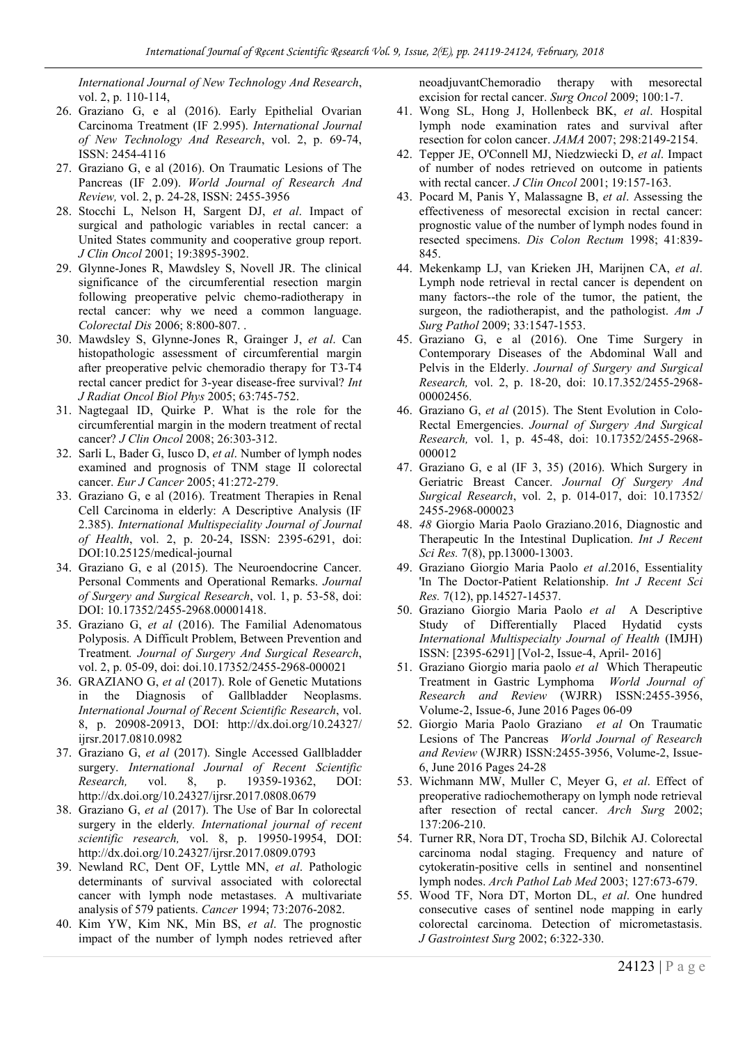*International Journal of New Technology And Research*, vol. 2, p. 110-114,

26. Graziano G, e al (2016). Early Epithelial Ovarian Carcinoma Treatment (IF 2.995). *International Journal of New Technology And Research*, vol. 2, p. 69-74, ISSN: 2454-4116
27. Graziano G, e al (2016). On Traumatic Lesions of The Pancreas (IF 2.09). *World Journal of Research And Review,* vol. 2, p. 24-28, ISSN: 2455-3956
28. Stocchi L, Nelson H, Sargent DJ, *et al*. Impact of surgical and pathologic variables in rectal cancer: a United States community and cooperative group report. *J Clin Oncol* 2001; 19:3895-3902.
29. Glynne-Jones R, Mawdsley S, Novell JR. The clinical significance of the circumferential resection margin following preoperative pelvic chemo-radiotherapy in rectal cancer: why we need a common language. *Colorectal Dis* 2006; 8:800-807. .
30. Mawdsley S, Glynne-Jones R, Grainger J, *et al*. Can histopathologic assessment of circumferential margin after preoperative pelvic chemoradio therapy for T3-T4 rectal cancer predict for 3-year disease-free survival? *Int J Radiat Oncol Biol Phys* 2005; 63:745-752.
31. Nagtegaal ID, Quirke P. What is the role for the circumferential margin in the modern treatment of rectal cancer? *J Clin Oncol* 2008; 26:303-312.
32. Sarli L, Bader G, Iusco D, *et al*. Number of lymph nodes examined and prognosis of TNM stage II colorectal cancer. *Eur J Cancer* 2005; 41:272-279.
33. Graziano G, e al (2016). Treatment Therapies in Renal Cell Carcinoma in elderly: A Descriptive Analysis (IF 2.385). *International Multispeciality Journal of Journal of Health*, vol. 2, p. 20-24, ISSN: 2395-6291, doi: DOI:10.25125/medical-journal
34. Graziano G, e al (2015). The Neuroendocrine Cancer. Personal Comments and Operational Remarks. *Journal of Surgery and Surgical Research*, vol. 1, p. 53-58, doi: DOI: 10.17352/2455-2968.00001418.
35. Graziano G, *et al* (2016). The Familial Adenomatous Polyposis. A Difficult Problem, Between Prevention and Treatment*. Journal of Surgery And Surgical Research*, vol. 2, p. 05-09, doi: doi.10.17352/2455-2968-000021
36. GRAZIANO G, *et al* (2017). Role of Genetic Mutations in the Diagnosis of Gallbladder Neoplasms. *International Journal of Recent Scientific Research*, vol. 8, p. 20908-20913, DOI: http://dx.doi.org/10.24327/ijrsr.2017.0810.0982
37. Graziano G, *et al* (2017). Single Accessed Gallbladder surgery. *International Journal of Recent Scientific Research,* vol. 8, p. 19359-19362, DOI: http://dx.doi.org/10.24327/ijrsr.2017.0808.0679
38. Graziano G, *et al* (2017). The Use of Bar In colorectal surgery in the elderly. *International journal of recent scientific research,* vol. 8, p. 19950-19954, DOI: http://dx.doi.org/10.24327/ijrsr.2017.0809.0793
39. Newland RC, Dent OF, Lyttle MN, *et al*. Pathologic determinants of survival associated with colorectal cancer with lymph node metastases. A multivariate analysis of 579 patients. *Cancer* 1994; 73:2076-2082.
40. Kim YW, Kim NK, Min BS, *et al*. The prognostic impact of the number of lymph nodes retrieved after neoadjuvantChemoradio therapy with mesorectal excision for rectal cancer. *Surg Oncol* 2009; 100:1-7.
41. Wong SL, Hong J, Hollenbeck BK, *et al*. Hospital lymph node examination rates and survival after resection for colon cancer. *JAMA* 2007; 298:2149-2154.
42. Tepper JE, O'Connell MJ, Niedzwiecki D, *et al*. Impact of number of nodes retrieved on outcome in patients with rectal cancer. *J Clin Oncol* 2001; 19:157-163.
43. Pocard M, Panis Y, Malassagne B, *et al*. Assessing the effectiveness of mesorectal excision in rectal cancer: prognostic value of the number of lymph nodes found in resected specimens. *Dis Colon Rectum* 1998; 41:839-845.
44. Mekenkamp LJ, van Krieken JH, Marijnen CA, *et al*. Lymph node retrieval in rectal cancer is dependent on many factors--the role of the tumor, the patient, the surgeon, the radiotherapist, and the pathologist. *Am J Surg Pathol* 2009; 33:1547-1553.
45. Graziano G, e al (2016). One Time Surgery in Contemporary Diseases of the Abdominal Wall and Pelvis in the Elderly. *Journal of Surgery and Surgical Research,* vol. 2, p. 18-20, doi: 10.17.352/2455-2968-00002456.
46. Graziano G, *et al* (2015). The Stent Evolution in Colo-Rectal Emergencies. *Journal of Surgery And Surgical Research,* vol. 1, p. 45-48, doi: 10.17352/2455-2968-000012
47. Graziano G, e al (IF 3, 35) (2016). Which Surgery in Geriatric Breast Cancer. *Journal Of Surgery And Surgical Research*, vol. 2, p. 014-017, doi: 10.17352/2455-2968-000023
48. *48* Giorgio Maria Paolo Graziano.2016, Diagnostic and Therapeutic In the Intestinal Duplication. *Int J Recent Sci Res.* 7(8), pp.13000-13003.
49. Graziano Giorgio Maria Paolo *et al*.2016, Essentiality 'In The Doctor-Patient Relationship. *Int J Recent Sci Res.* 7(12), pp.14527-14537.
50. Graziano Giorgio Maria Paolo *et al* A Descriptive Study of Differentially Placed Hydatid cysts *International Multispecialty Journal of Health* (IMJH) ISSN: [2395-6291] [Vol-2, Issue-4, April- 2016]
51. Graziano Giorgio maria paolo *et al* Which Therapeutic Treatment in Gastric Lymphoma *World Journal of Research and Review* (WJRR) ISSN:2455-3956, Volume-2, Issue-6, June 2016 Pages 06-09
52. Giorgio Maria Paolo Graziano *et al* On Traumatic Lesions of The Pancreas *World Journal of Research and Review* (WJRR) ISSN:2455-3956, Volume-2, Issue-6, June 2016 Pages 24-28
53. Wichmann MW, Muller C, Meyer G, *et al*. Effect of preoperative radiochemotherapy on lymph node retrieval after resection of rectal cancer. *Arch Surg* 2002; 137:206-210.
54. Turner RR, Nora DT, Trocha SD, Bilchik AJ. Colorectal carcinoma nodal staging. Frequency and nature of cytokeratin-positive cells in sentinel and nonsentinel lymph nodes. *Arch Pathol Lab Med* 2003; 127:673-679.
55. Wood TF, Nora DT, Morton DL, *et al*. One hundred consecutive cases of sentinel node mapping in early colorectal carcinoma. Detection of micrometastasis. *J Gastrointest Surg* 2002; 6:322-330.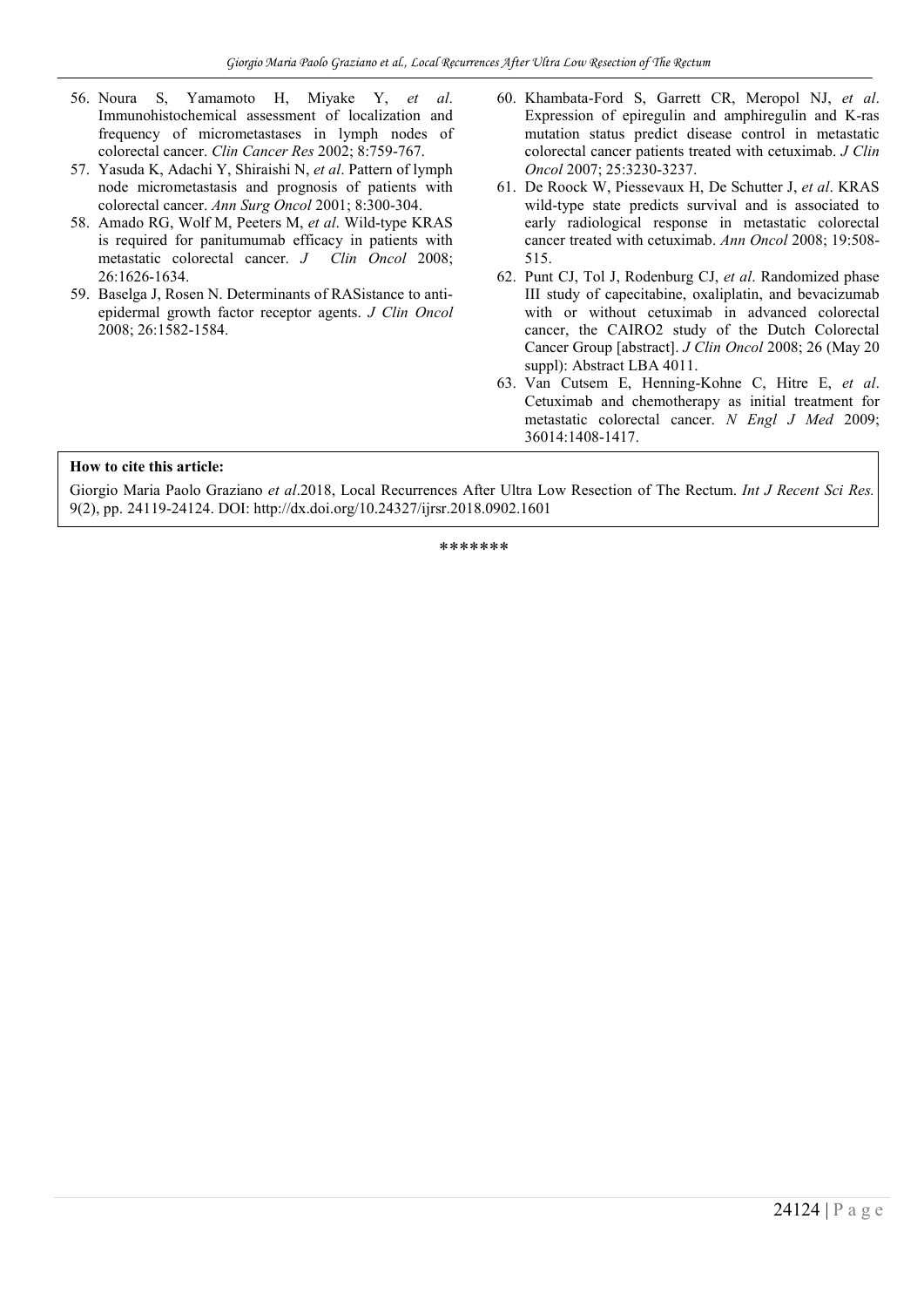56. Noura S, Yamamoto H, Miyake Y, *et al*. Immunohistochemical assessment of localization and frequency of micrometastases in lymph nodes of colorectal cancer. *Clin Cancer Res* 2002; 8:759-767.
57. Yasuda K, Adachi Y, Shiraishi N, *et al*. Pattern of lymph node micrometastasis and prognosis of patients with colorectal cancer. *Ann Surg Oncol* 2001; 8:300-304.
58. Amado RG, Wolf M, Peeters M, *et al*. Wild-type KRAS is required for panitumumab efficacy in patients with metastatic colorectal cancer. *J Clin Oncol* 2008; 26:1626-1634.
59. Baselga J, Rosen N. Determinants of RASistance to anti-epidermal growth factor receptor agents. *J Clin Oncol* 2008; 26:1582-1584.
60. Khambata-Ford S, Garrett CR, Meropol NJ, *et al*. Expression of epiregulin and amphiregulin and K-ras mutation status predict disease control in metastatic colorectal cancer patients treated with cetuximab. *J Clin Oncol* 2007; 25:3230-3237.
61. De Roock W, Piessevaux H, De Schutter J, *et al*. KRAS wild-type state predicts survival and is associated to early radiological response in metastatic colorectal cancer treated with cetuximab. *Ann Oncol* 2008; 19:508-515.
62. Punt CJ, Tol J, Rodenburg CJ, *et al*. Randomized phase III study of capecitabine, oxaliplatin, and bevacizumab with or without cetuximab in advanced colorectal cancer, the CAIRO2 study of the Dutch Colorectal Cancer Group [abstract]. *J Clin Oncol* 2008; 26 (May 20 suppl): Abstract LBA 4011.
63. Van Cutsem E, Henning-Kohne C, Hitre E, *et al*. Cetuximab and chemotherapy as initial treatment for metastatic colorectal cancer. *N Engl J Med* 2009; 36014:1408-1417.

**How to cite this article:**

Giorgio Maria Paolo Graziano *et al*.2018, Local Recurrences After Ultra Low Resection of The Rectum. *Int J Recent Sci Res.* 9(2), pp. 24119-24124. DOI: http://dx.doi.org/10.24327/ijrsr.2018.0902.1601

\*\*\*\*\*\*\*